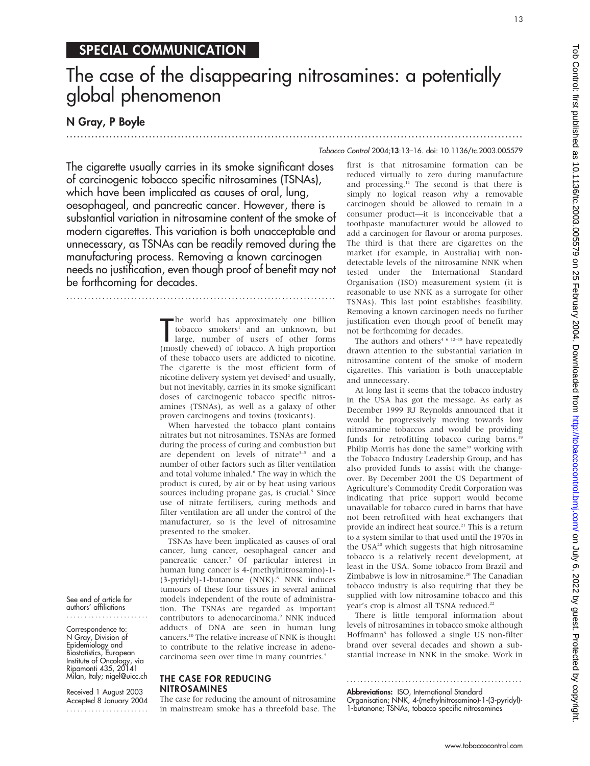## SPECIAL COMMUNICATION

# The case of the disappearing nitrosamines: a potentially global phenomenon

**N Gray, P Boyle**

*Tobacco Control* 2004;**13**:13–16. doi: 10.1136/tc.2003.005579

**The cigarette usually carries in its smoke significant doses of carcinogenic tobacco specific nitrosamines (TSNAs), which have been implicated as causes of oral, lung, oesophageal, and pancreatic cancer. However, there is substantial variation in nitrosamine content of the smoke of modern cigarettes. This variation is both unacceptable and unnecessary, as TSNAs can be readily removed during the manufacturing process. Removing a known carcinogen needs no justification, even though proof of benefit may not be forthcoming for decades.**

See end of article for authors' affiliations

Correspondence to: N Gray, Division of Epidemiology and Biostatistics, European Institute of Oncology, via Ripamonti 435, 20141 Milan, Italy; nigel@uicc.ch

Received 1 August 2003
Accepted 8 January 2004

The world has approximately one billion tobacco smokers[1] and an unknown, but large, number of users of other forms (mostly chewed) of tobacco. A high proportion of these tobacco users are addicted to nicotine. The cigarette is the most efficient form of nicotine delivery system yet devised[2] and usually, but not inevitably, carries in its smoke significant doses of carcinogenic tobacco specific nitrosamines (TSNAs), as well as a galaxy of other proven carcinogens and toxins (toxicants).

When harvested the tobacco plant contains nitrates but not nitrosamines. TSNAs are formed during the process of curing and combustion but are dependent on levels of nitrate[3–5] and a number of other factors such as filter ventilation and total volume inhaled.[6] The way in which the product is cured, by air or by heat using various sources including propane gas, is crucial.[5] Since use of nitrate fertilisers, curing methods and filter ventilation are all under the control of the manufacturer, so is the level of nitrosamine presented to the smoker.

TSNAs have been implicated as causes of oral cancer, lung cancer, oesophageal cancer and pancreatic cancer.[7] Of particular interest in human lung cancer is 4-(methylnitrosamino)-1-(3-pyridyl)-1-butanone (NNK).[8] NNK induces tumours of these four tissues in several animal models independent of the route of administration. The TSNAs are regarded as important contributors to adenocarcinoma.[9] NNK induced adducts of DNA are seen in human lung cancers.[10] The relative increase of NNK is thought to contribute to the relative increase in adenocarcinoma seen over time in many countries.[5]

## THE CASE FOR REDUCING NITROSAMINES

The case for reducing the amount of nitrosamine in mainstream smoke has a threefold base. The first is that nitrosamine formation can be reduced virtually to zero during manufacture and processing.[11] The second is that there is simply no logical reason why a removable carcinogen should be allowed to remain in a consumer product—it is inconceivable that a toothpaste manufacturer would be allowed to add a carcinogen for flavour or aroma purposes. The third is that there are cigarettes on the market (for example, in Australia) with non-detectable levels of the nitrosamine NNK when tested under the International Standard Organisation (ISO) measurement system (it is reasonable to use NNK as a surrogate for other TSNAs). This last point establishes feasibility. Removing a known carcinogen needs no further justification even though proof of benefit may not be forthcoming for decades.

The authors and others[4 6 12–18] have repeatedly drawn attention to the substantial variation in nitrosamine content of the smoke of modern cigarettes. This variation is both unacceptable and unnecessary.

At long last it seems that the tobacco industry in the USA has got the message. As early as December 1999 RJ Reynolds announced that it would be progressively moving towards low nitrosamine tobaccos and would be providing funds for retrofitting tobacco curing barns.[19] Philip Morris has done the same[20] working with the Tobacco Industry Leadership Group, and has also provided funds to assist with the changeover. By December 2001 the US Department of Agriculture's Commodity Credit Corporation was indicating that price support would become unavailable for tobacco cured in barns that have not been retrofitted with heat exchangers that provide an indirect heat source.[21] This is a return to a system similar to that used until the 1970s in the USA[20] which suggests that high nitrosamine tobacco is a relatively recent development, at least in the USA. Some tobacco from Brazil and Zimbabwe is low in nitrosamine.[20] The Canadian tobacco industry is also requiring that they be supplied with low nitrosamine tobacco and this year's crop is almost all TSNA reduced.[22]

There is little temporal information about levels of nitrosamines in tobacco smoke although Hoffmann[5] has followed a single US non-filter brand over several decades and shown a substantial increase in NNK in the smoke. Work in

**Abbreviations:** ISO, International Standard Organisation; NNK, 4-(methylnitrosamino)-1-(3-pyridyl)-1-butanone; TSNAs, tobacco specific nitrosamines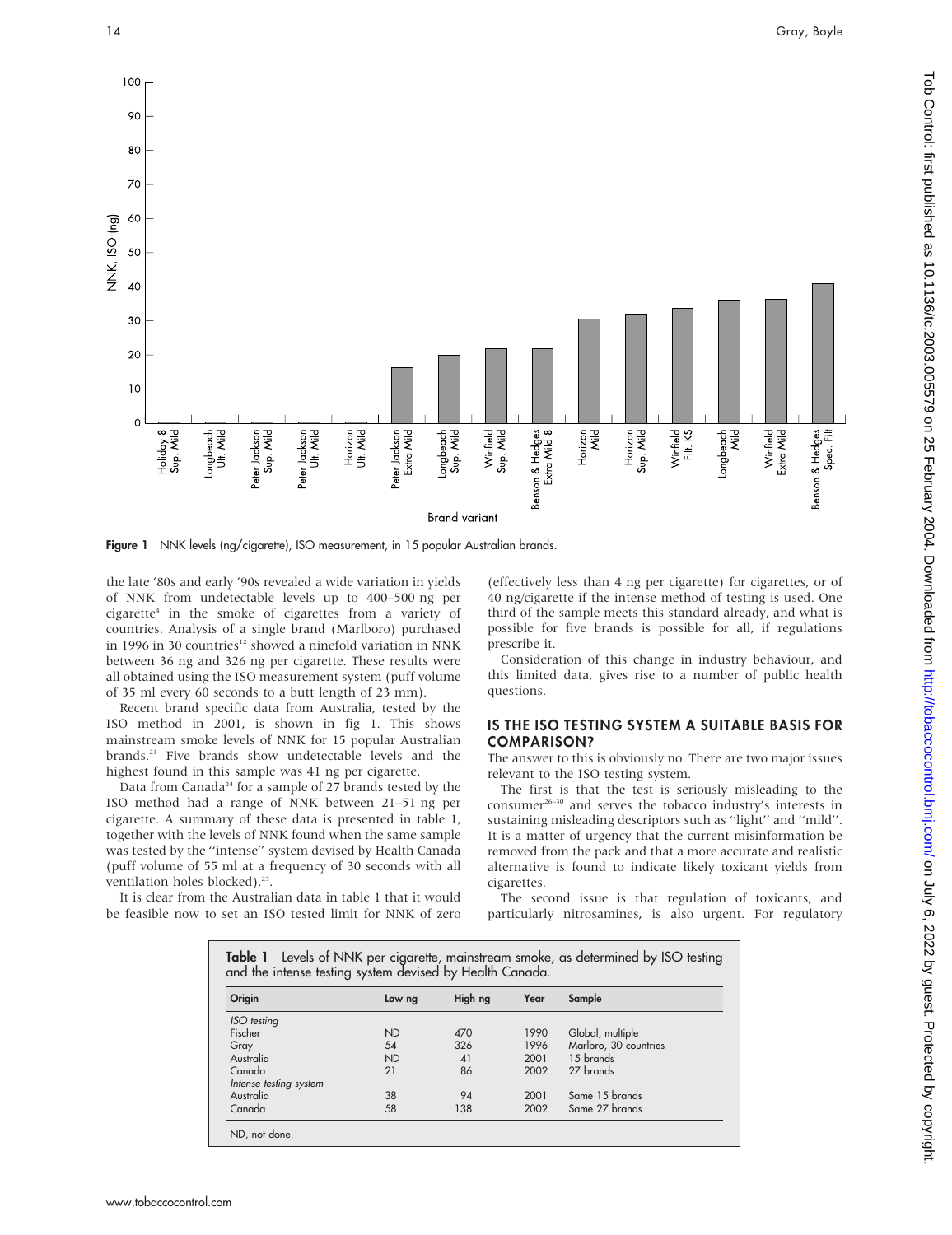Figure 1 NNK levels (ng/cigarette), ISO measurement, in 15 popular Australian brands.

the late '80s and early '90s revealed a wide variation in yields of NNK from undetectable levels up to 400–500 ng per cigarette[4] in the smoke of cigarettes from a variety of countries. Analysis of a single brand (Marlboro) purchased in 1996 in 30 countries[12] showed a ninefold variation in NNK between 36 ng and 326 ng per cigarette. These results were all obtained using the ISO measurement system (puff volume of 35 ml every 60 seconds to a butt length of 23 mm).

Recent brand specific data from Australia, tested by the ISO method in 2001, is shown in fig 1. This shows mainstream smoke levels of NNK for 15 popular Australian brands.[23] Five brands show undetectable levels and the highest found in this sample was 41 ng per cigarette.

Data from Canada[24] for a sample of 27 brands tested by the ISO method had a range of NNK between 21–51 ng per cigarette. A summary of these data is presented in table 1, together with the levels of NNK found when the same sample was tested by the "intense" system devised by Health Canada (puff volume of 55 ml at a frequency of 30 seconds with all ventilation holes blocked).[25].

It is clear from the Australian data in table 1 that it would be feasible now to set an ISO tested limit for NNK of zero (effectively less than 4 ng per cigarette) for cigarettes, or of 40 ng/cigarette if the intense method of testing is used. One third of the sample meets this standard already, and what is possible for five brands is possible for all, if regulations prescribe it.

Consideration of this change in industry behaviour, and this limited data, gives rise to a number of public health questions.

## IS THE ISO TESTING SYSTEM A SUITABLE BASIS FOR COMPARISON?

The answer to this is obviously no. There are two major issues relevant to the ISO testing system.

The first is that the test is seriously misleading to the consumer[26–30] and serves the tobacco industry's interests in sustaining misleading descriptors such as "light" and "mild". It is a matter of urgency that the current misinformation be removed from the pack and that a more accurate and realistic alternative is found to indicate likely toxicant yields from cigarettes.

The second issue is that regulation of toxicants, and particularly nitrosamines, is also urgent. For regulatory

**Table 1** Levels of NNK per cigarette, mainstream smoke, as determined by ISO testing and the intense testing system devised by Health Canada.

| Origin | Low ng | High ng | Year | Sample |
|---|---|---|---|---|
| *ISO testing* | | | | |
| Fischer | ND | 470 | 1990 | Global, multiple |
| Gray | 54 | 326 | 1996 | Marlbro, 30 countries |
| Australia | ND | 41 | 2001 | 15 brands |
| Canada | 21 | 86 | 2002 | 27 brands |
| *Intense testing system* | | | | |
| Australia | 38 | 94 | 2001 | Same 15 brands |
| Canada | 58 | 138 | 2002 | Same 27 brands |

ND, not done.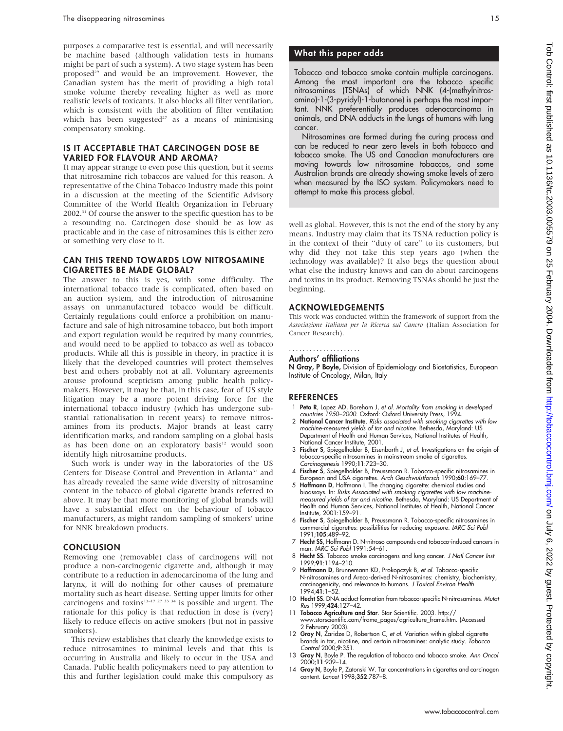purposes a comparative test is essential, and will necessarily be machine based (although validation tests in humans might be part of such a system). A two stage system has been proposed[29] and would be an improvement. However, the Canadian system has the merit of providing a high total smoke volume thereby revealing higher as well as more realistic levels of toxicants. It also blocks all filter ventilation, which is consistent with the abolition of filter ventilation which has been suggested[27] as a means of minimising compensatory smoking.

## IS IT ACCEPTABLE THAT CARCINOGEN DOSE BE VARIED FOR FLAVOUR AND AROMA?

It may appear strange to even pose this question, but it seems that nitrosamine rich tobaccos are valued for this reason. A representative of the China Tobacco Industry made this point in a discussion at the meeting of the Scientific Advisory Committee of the World Health Organization in February 2002.[31] Of course the answer to the specific question has to be a resounding no. Carcinogen dose should be as low as practicable and in the case of nitrosamines this is either zero or something very close to it.

## CAN THIS TREND TOWARDS LOW NITROSAMINE CIGARETTES BE MADE GLOBAL?

The answer to this is yes, with some difficulty. The international tobacco trade is complicated, often based on an auction system, and the introduction of nitrosamine assays on unmanufactured tobacco would be difficult. Certainly regulations could enforce a prohibition on manufacture and sale of high nitrosamine tobacco, but both import and export regulation would be required by many countries, and would need to be applied to tobacco as well as tobacco products. While all this is possible in theory, in practice it is likely that the developed countries will protect themselves best and others probably not at all. Voluntary agreements arouse profound scepticism among public health policymakers. However, it may be that, in this case, fear of US style litigation may be a more potent driving force for the international tobacco industry (which has undergone substantial rationalisation in recent years) to remove nitrosamines from its products. Major brands at least carry identification marks, and random sampling on a global basis as has been done on an exploratory basis[12] would soon identify high nitrosamine products.

Such work is under way in the laboratories of the US Centers for Disease Control and Prevention in Atlanta[32] and has already revealed the same wide diversity of nitrosamine content in the tobacco of global cigarette brands referred to above. It may be that more monitoring of global brands will have a substantial effect on the behaviour of tobacco manufacturers, as might random sampling of smokers' urine for NNK breakdown products.

## CONCLUSION

Removing one (removable) class of carcinogens will not produce a non-carcinogenic cigarette and, although it may contribute to a reduction in adenocarcinoma of the lung and larynx, it will do nothing for other causes of premature mortality such as heart disease. Setting upper limits for other carcinogens and toxins[13–17 27 33 34] is possible and urgent. The rationale for this policy is that reduction in dose is (very) likely to reduce effects on active smokers (but not in passive smokers).

This review establishes that clearly the knowledge exists to reduce nitrosamines to minimal levels and that this is occurring in Australia and likely to occur in the USA and Canada. Public health policymakers need to pay attention to this and further legislation could make this compulsory as well as global. However, this is not the end of the story by any means. Industry may claim that its TSNA reduction policy is in the context of their "duty of care" to its customers, but why did they not take this step years ago (when the technology was available)? It also begs the question about what else the industry knows and can do about carcinogens and toxins in its product. Removing TSNAs should be just the beginning.

### What this paper adds

Tobacco and tobacco smoke contain multiple carcinogens. Among the most important are the tobacco specific nitrosamines (TSNAs) of which NNK (4-(methylnitrosamino)-1-(3-pyridyl)-1-butanone) is perhaps the most important. NNK preferentially produces adenocarcinoma in animals, and DNA adducts in the lungs of humans with lung cancer.

Nitrosamines are formed during the curing process and can be reduced to near zero levels in both tobacco and tobacco smoke. The US and Canadian manufacturers are moving towards low nitrosamine tobaccos, and some Australian brands are already showing smoke levels of zero when measured by the ISO system. Policymakers need to attempt to make this process global.

## ACKNOWLEDGEMENTS

This work was conducted within the framework of support from the *Associazione Italiana per la Ricerca sul Cancro* (Italian Association for Cancer Research).

### Authors' affiliations

**N Gray, P Boyle,** Division of Epidemiology and Biostatistics, European Institute of Oncology, Milan, Italy

## REFERENCES

1. **Peto R**, Lopez AD, Boreham J, *et al. Mortality from smoking in developed countries 1950–2000.* Oxford: Oxford University Press, 1994.
2. **National Cancer Institute**. *Risks associated with smoking cigarettes with low machine-measured yields of tar and nicotine.* Bethesda, Maryland: US Department of Health and Human Services, National Institutes of Health, National Cancer Institute, 2001.
3. **Fischer S**, Spiegelhalder B, Eisenbarth J, *et al.* Investigations on the origin of tobacco-specific nitrosamines in mainstream smoke of cigarettes. *Carcinogenesis* 1990;**11**:723–30.
4. **Fischer S**, Spiegelhalder B, Preussmann R. Tobacco-specific nitrosamines in European and USA cigarettes. *Arch Geschwulstforsch* 1990;**60**:169–77.
5. **Hoffmann D**, Hoffmann I. The changing cigarette: chemical studies and bioassays. In: *Risks Associated with smoking cigarettes with low machine-measured yields of tar and nicotine.* Bethesda, Maryland: US Department of Health and Human Services, National Institutes of Health, National Cancer Institute, 2001:159–91.
6. **Fischer S**, Spiegelhalder B, Preussmann R. Tobacco-specific nitrosamines in commercial cigarettes: possibilities for reducing exposure. *IARC Sci Publ* 1991;**105**:489–92.
7. **Hecht SS**, Hoffmann D. N-nitroso compounds and tobacco-induced cancers in man. *IARC Sci Publ* 1991:54–61.
8. **Hecht SS**. Tobacco smoke carcinogens and lung cancer. *J Natl Cancer Inst* 1999;**91**:1194–210.
9. **Hoffmann D**, Brunnemann KD, Prokopczyk B, *et al.* Tobacco-specific N-nitrosamines and Areca-derived N-nitrosamines: chemistry, biochemistry, carcinogenicity, and relevance to humans. *J Toxicol Environ Health* 1994;**41**:1–52.
10. **Hecht SS**. DNA adduct formation from tobacco-specific N-nitrosamines. *Mutat Res* 1999;**424**:127–42.
11. **Tobacco Agriculture and Star**. Star Scientific. 2003. http://www.starscientific.com/frame_pages/agriculture_frame.htm. (Accessed 2 February 2003).
12. **Gray N**, Zaridze D, Robertson C, *et al.* Variation within global cigarette brands in tar, nicotine, and certain nitrosamines: analytic study. *Tobacco Control* 2000;**9**:351.
13. **Gray N**, Boyle P. The regulation of tobacco and tobacco smoke. *Ann Oncol* 2000;**11**:909–14.
14. **Gray N**, Boyle P, Zatonski W. Tar concentrations in cigarettes and carcinogen content. *Lancet* 1998;**352**:787–8.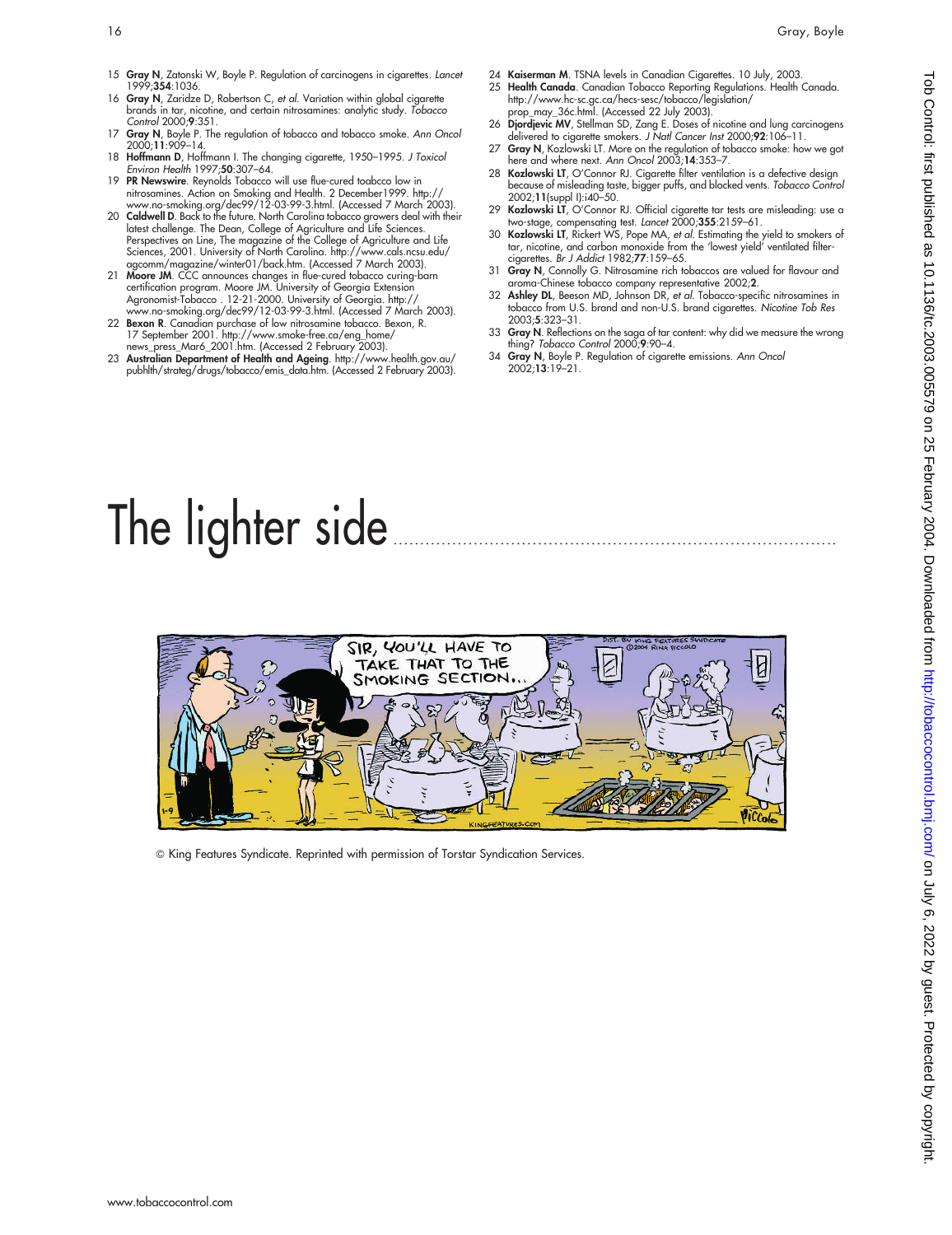15 **Gray N**, Zatonski W, Boyle P. Regulation of carcinogens in cigarettes. *Lancet* 1999;**354**:1036.

16 **Gray N**, Zaridze D, Robertson C, *et al*. Variation within global cigarette brands in tar, nicotine, and certain nitrosamines: analytic study. *Tobacco Control* 2000;**9**:351.

17 **Gray N**, Boyle P. The regulation of tobacco and tobacco smoke. *Ann Oncol* 2000;**11**:909–14.

18 **Hoffmann D**, Hoffmann I. The changing cigarette, 1950–1995. *J Toxicol Environ Health* 1997;**50**:307–64.

19 **PR Newswire**. Reynolds Tobacco will use flue-cured toabcco low in nitrosamines. Action on Smoking and Health. 2 December1999. http://www.no-smoking.org/dec99/12-03-99-3.html. (Accessed 7 March 2003).

20 **Caldwell D**. Back to the future. North Carolina tobacco growers deal with their latest challenge. The Dean, College of Agriculture and Life Sciences. Perspectives on Line, The magazine of the College of Agriculture and Life Sciences, 2001. University of North Carolina. http://www.cals.ncsu.edu/agcomm/magazine/winter01/back.htm. (Accessed 7 March 2003).

21 **Moore JM**. CCC announces changes in flue-cured tobacco curing-barn certification program. Moore JM. University of Georgia Extension Agronomist-Tobacco . 12-21-2000. University of Georgia. http://www.no-smoking.org/dec99/12-03-99-3.html. (Accessed 7 March 2003).

22 **Bexon R**. Canadian purchase of low nitrosamine tobacco. Bexon, R. 17 September 2001. http://www.smoke-free.ca/eng_home/news_press_Mar6_2001.htm. (Accessed 2 February 2003).

23 **Australian Department of Health and Ageing**. http://www.health.gov.au/pubhlth/strateg/drugs/tobacco/emis_data.htm. (Accessed 2 February 2003).

24 **Kaiserman M**. TSNA levels in Canadian Cigarettes. 10 July, 2003.

25 **Health Canada**. Canadian Tobacco Reporting Regulations. Health Canada. http://www.hc-sc.gc.ca/hecs-sesc/tobacco/legislation/prop_may_36c.html. (Accessed 22 July 2003).

26 **Djordjevic MV**, Stellman SD, Zang E. Doses of nicotine and lung carcinogens delivered to cigarette smokers. *J Natl Cancer Inst* 2000;**92**:106–11.

27 **Gray N**, Kozlowski LT. More on the regulation of tobacco smoke: how we got here and where next. *Ann Oncol* 2003;**14**:353–7.

28 **Kozlowski LT**, O'Connor RJ. Cigarette filter ventilation is a defective design because of misleading taste, bigger puffs, and blocked vents. *Tobacco Control* 2002;**11**(suppl I):i40–50.

29 **Kozlowski LT**, O'Connor RJ. Official cigarette tar tests are misleading: use a two-stage, compensating test. *Lancet* 2000;**355**:2159–61.

30 **Kozlowski LT**, Rickert WS, Pope MA, *et al*. Estimating the yield to smokers of tar, nicotine, and carbon monoxide from the 'lowest yield' ventilated filter-cigarettes. *Br J Addict* 1982;**77**:159–65.

31 **Gray N**, Connolly G. Nitrosamine rich tobaccos are valued for flavour and aroma-Chinese tobacco company representative 2002;**2**.

32 **Ashley DL**, Beeson MD, Johnson DR, *et al*. Tobacco-specific nitrosamines in tobacco from U.S. brand and non-U.S. brand cigarettes. *Nicotine Tob Res* 2003;**5**:323–31.

33 **Gray N**. Reflections on the saga of tar content: why did we measure the wrong thing? *Tobacco Control* 2000;**9**:90–4.

34 **Gray N**, Boyle P. Regulation of cigarette emissions. *Ann Oncol* 2002;**13**:19–21.

# The lighter side

© King Features Syndicate. Reprinted with permission of Torstar Syndication Services.